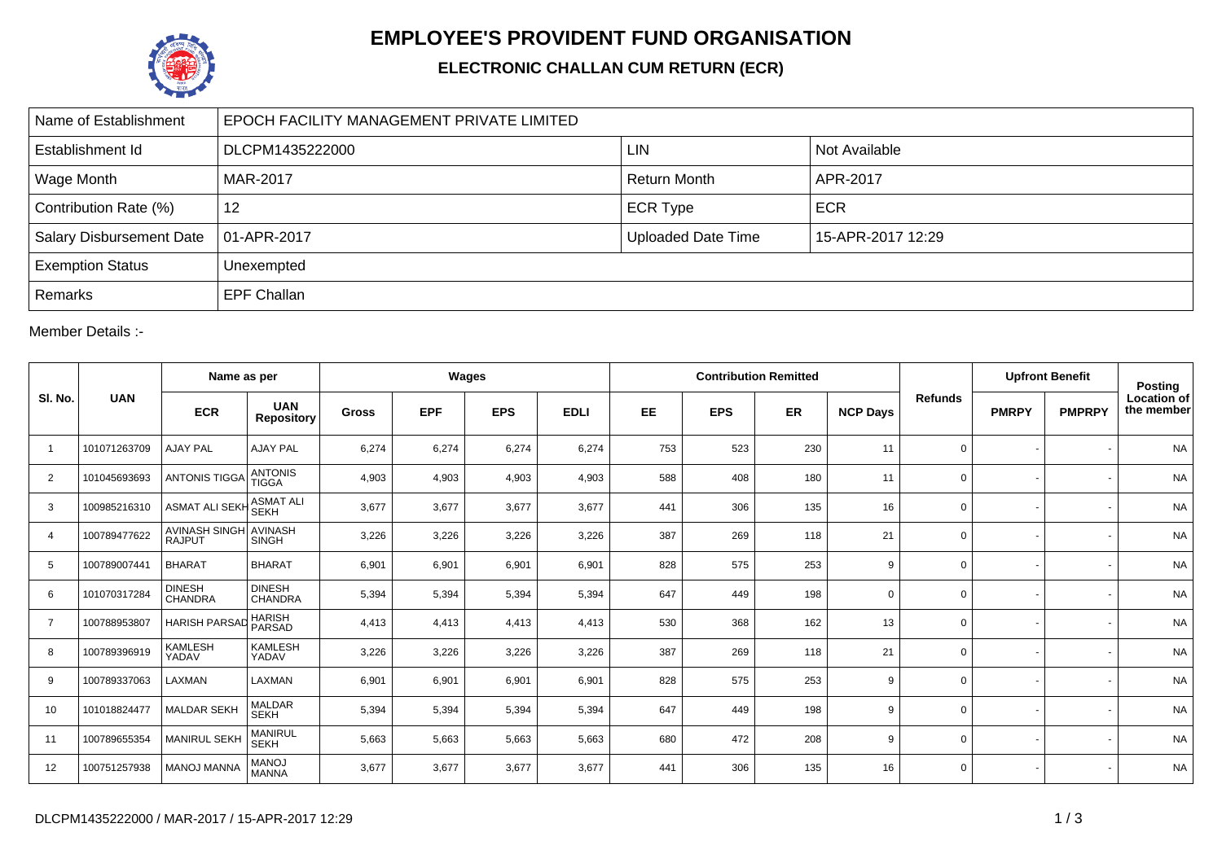# EMPLOYEE'S PROVIDENT FUND ORGANISATION

## ELECTRONIC CHALLAN CUM RETURN (ECR)

| Name of Establishment | EPOCH FACILITY MANAGEMENT PRIVATE LIMITED | | |
|---|---|---|---|
| Establishment Id | DLCPM1435222000 | LIN | Not Available |
| Wage Month | MAR-2017 | Return Month | APR-2017 |
| Contribution Rate (%) | 12 | ECR Type | ECR |
| Salary Disbursement Date | 01-APR-2017 | Uploaded Date Time | 15-APR-2017 12:29 |
| Exemption Status | Unexempted | | |
| Remarks | EPF Challan | | |

Member Details :-

| Sl. No. | UAN | Name as per | | Wages | | | | Contribution Remitted | | | | Refunds | Upfront Benefit | | Posting Location of the member |
|---|---|---|---|---|---|---|---|---|---|---|---|---|---|---|---|
| | | ECR | UAN Repository | Gross | EPF | EPS | EDLI | EE | EPS | ER | NCP Days | | PMRPY | PMPRPY | |
| 1 | 101071263709 | AJAY PAL | AJAY PAL | 6,274 | 6,274 | 6,274 | 6,274 | 753 | 523 | 230 | 11 | 0 | - | - | NA |
| 2 | 101045693693 | ANTONIS TIGGA | ANTONIS TIGGA | 4,903 | 4,903 | 4,903 | 4,903 | 588 | 408 | 180 | 11 | 0 | - | - | NA |
| 3 | 100985216310 | ASMAT ALI SEKH | ASMAT ALI SEKH | 3,677 | 3,677 | 3,677 | 3,677 | 441 | 306 | 135 | 16 | 0 | - | - | NA |
| 4 | 100789477622 | AVINASH SINGH RAJPUT | AVINASH SINGH | 3,226 | 3,226 | 3,226 | 3,226 | 387 | 269 | 118 | 21 | 0 | - | - | NA |
| 5 | 100789007441 | BHARAT | BHARAT | 6,901 | 6,901 | 6,901 | 6,901 | 828 | 575 | 253 | 9 | 0 | - | - | NA |
| 6 | 101070317284 | DINESH CHANDRA | DINESH CHANDRA | 5,394 | 5,394 | 5,394 | 5,394 | 647 | 449 | 198 | 0 | 0 | - | - | NA |
| 7 | 100788953807 | HARISH PARSAD | HARISH PARSAD | 4,413 | 4,413 | 4,413 | 4,413 | 530 | 368 | 162 | 13 | 0 | - | - | NA |
| 8 | 100789396919 | KAMLESH YADAV | KAMLESH YADAV | 3,226 | 3,226 | 3,226 | 3,226 | 387 | 269 | 118 | 21 | 0 | - | - | NA |
| 9 | 100789337063 | LAXMAN | LAXMAN | 6,901 | 6,901 | 6,901 | 6,901 | 828 | 575 | 253 | 9 | 0 | - | - | NA |
| 10 | 101018824477 | MALDAR SEKH | MALDAR SEKH | 5,394 | 5,394 | 5,394 | 5,394 | 647 | 449 | 198 | 9 | 0 | - | - | NA |
| 11 | 100789655354 | MANIRUL SEKH | MANIRUL SEKH | 5,663 | 5,663 | 5,663 | 5,663 | 680 | 472 | 208 | 9 | 0 | - | - | NA |
| 12 | 100751257938 | MANOJ MANNA | MANOJ MANNA | 3,677 | 3,677 | 3,677 | 3,677 | 441 | 306 | 135 | 16 | 0 | - | - | NA |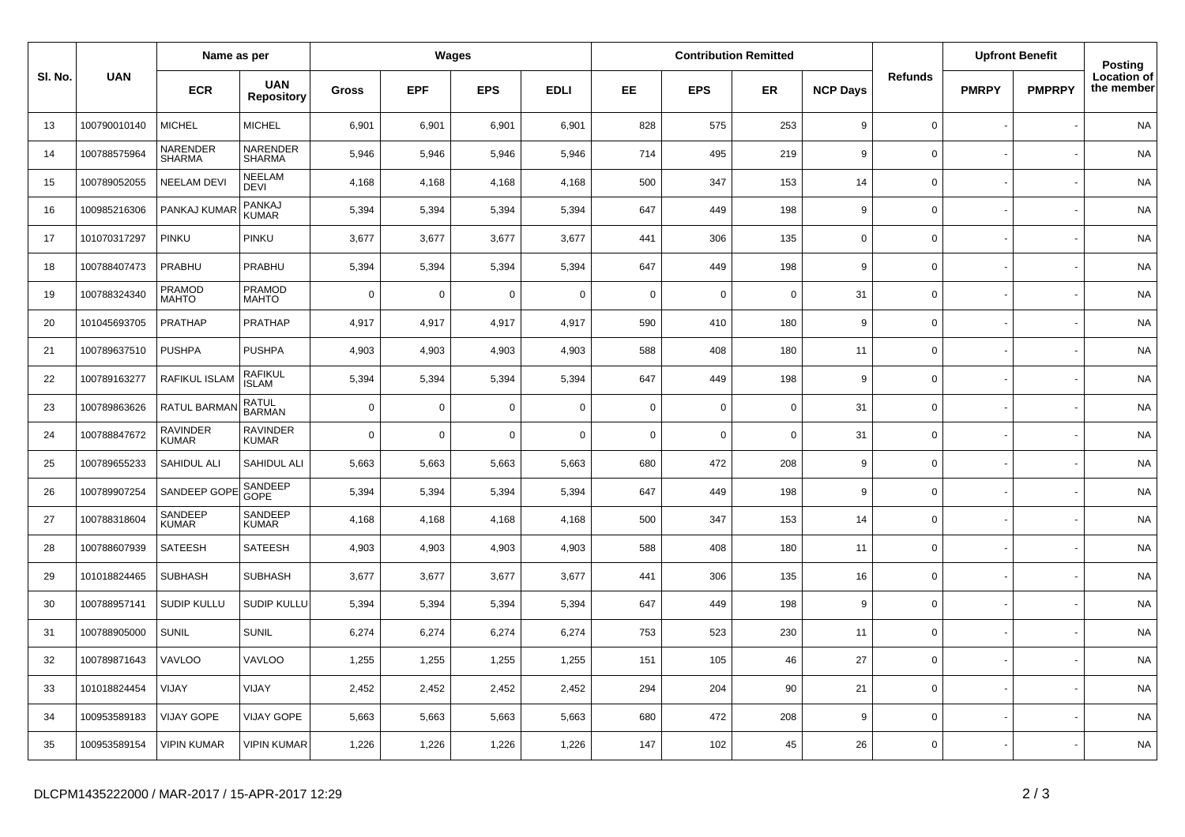| Sl. No. | UAN | Name as per | | Wages | | | | Contribution Remitted | | | | Refunds | Upfront Benefit | | Posting Location of the member |
|---|---|---|---|---|---|---|---|---|---|---|---|---|---|---|---|
| | | ECR | UAN Repository | Gross | EPF | EPS | EDLI | EE | EPS | ER | NCP Days | | PMRPY | PMPRPY | |
| 13 | 100790010140 | MICHEL | MICHEL | 6,901 | 6,901 | 6,901 | 6,901 | 828 | 575 | 253 | 9 | 0 | - | - | NA |
| 14 | 100788575964 | NARENDER SHARMA | NARENDER SHARMA | 5,946 | 5,946 | 5,946 | 5,946 | 714 | 495 | 219 | 9 | 0 | - | - | NA |
| 15 | 100789052055 | NEELAM DEVI | NEELAM DEVI | 4,168 | 4,168 | 4,168 | 4,168 | 500 | 347 | 153 | 14 | 0 | - | - | NA |
| 16 | 100985216306 | PANKAJ KUMAR | PANKAJ KUMAR | 5,394 | 5,394 | 5,394 | 5,394 | 647 | 449 | 198 | 9 | 0 | - | - | NA |
| 17 | 101070317297 | PINKU | PINKU | 3,677 | 3,677 | 3,677 | 3,677 | 441 | 306 | 135 | 0 | 0 | - | - | NA |
| 18 | 100788407473 | PRABHU | PRABHU | 5,394 | 5,394 | 5,394 | 5,394 | 647 | 449 | 198 | 9 | 0 | - | - | NA |
| 19 | 100788324340 | PRAMOD MAHTO | PRAMOD MAHTO | 0 | 0 | 0 | 0 | 0 | 0 | 0 | 31 | 0 | - | - | NA |
| 20 | 101045693705 | PRATHAP | PRATHAP | 4,917 | 4,917 | 4,917 | 4,917 | 590 | 410 | 180 | 9 | 0 | - | - | NA |
| 21 | 100789637510 | PUSHPA | PUSHPA | 4,903 | 4,903 | 4,903 | 4,903 | 588 | 408 | 180 | 11 | 0 | - | - | NA |
| 22 | 100789163277 | RAFIKUL ISLAM | RAFIKUL ISLAM | 5,394 | 5,394 | 5,394 | 5,394 | 647 | 449 | 198 | 9 | 0 | - | - | NA |
| 23 | 100789863626 | RATUL BARMAN | RATUL BARMAN | 0 | 0 | 0 | 0 | 0 | 0 | 0 | 31 | 0 | - | - | NA |
| 24 | 100788847672 | RAVINDER KUMAR | RAVINDER KUMAR | 0 | 0 | 0 | 0 | 0 | 0 | 0 | 31 | 0 | - | - | NA |
| 25 | 100789655233 | SAHIDUL ALI | SAHIDUL ALI | 5,663 | 5,663 | 5,663 | 5,663 | 680 | 472 | 208 | 9 | 0 | - | - | NA |
| 26 | 100789907254 | SANDEEP GOPE | SANDEEP GOPE | 5,394 | 5,394 | 5,394 | 5,394 | 647 | 449 | 198 | 9 | 0 | - | - | NA |
| 27 | 100788318604 | SANDEEP KUMAR | SANDEEP KUMAR | 4,168 | 4,168 | 4,168 | 4,168 | 500 | 347 | 153 | 14 | 0 | - | - | NA |
| 28 | 100788607939 | SATEESH | SATEESH | 4,903 | 4,903 | 4,903 | 4,903 | 588 | 408 | 180 | 11 | 0 | - | - | NA |
| 29 | 101018824465 | SUBHASH | SUBHASH | 3,677 | 3,677 | 3,677 | 3,677 | 441 | 306 | 135 | 16 | 0 | - | - | NA |
| 30 | 100788957141 | SUDIP KULLU | SUDIP KULLU | 5,394 | 5,394 | 5,394 | 5,394 | 647 | 449 | 198 | 9 | 0 | - | - | NA |
| 31 | 100788905000 | SUNIL | SUNIL | 6,274 | 6,274 | 6,274 | 6,274 | 753 | 523 | 230 | 11 | 0 | - | - | NA |
| 32 | 100789871643 | VAVLOO | VAVLOO | 1,255 | 1,255 | 1,255 | 1,255 | 151 | 105 | 46 | 27 | 0 | - | - | NA |
| 33 | 101018824454 | VIJAY | VIJAY | 2,452 | 2,452 | 2,452 | 2,452 | 294 | 204 | 90 | 21 | 0 | - | - | NA |
| 34 | 100953589183 | VIJAY GOPE | VIJAY GOPE | 5,663 | 5,663 | 5,663 | 5,663 | 680 | 472 | 208 | 9 | 0 | - | - | NA |
| 35 | 100953589154 | VIPIN KUMAR | VIPIN KUMAR | 1,226 | 1,226 | 1,226 | 1,226 | 147 | 102 | 45 | 26 | 0 | - | - | NA |

DLCPM1435222000 / MAR-2017 / 15-APR-2017 12:29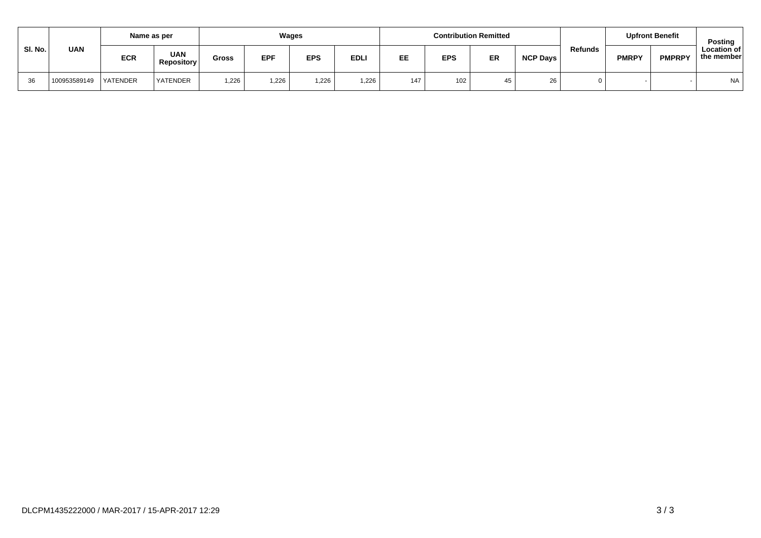| Sl. No. | UAN | Name as per | | Wages | | | | Contribution Remitted | | | | Refunds | Upfront Benefit | | Posting Location of the member |
|---|---|---|---|---|---|---|---|---|---|---|---|---|---|---|---|
| | | ECR | UAN Repository | Gross | EPF | EPS | EDLI | EE | EPS | ER | NCP Days | | PMRPY | PMPRPY | |
| 36 | 100953589149 | YATENDER | YATENDER | 1,226 | 1,226 | 1,226 | 1,226 | 147 | 102 | 45 | 26 | 0 | - | - | NA |

DLCPM1435222000 / MAR-2017 / 15-APR-2017 12:29